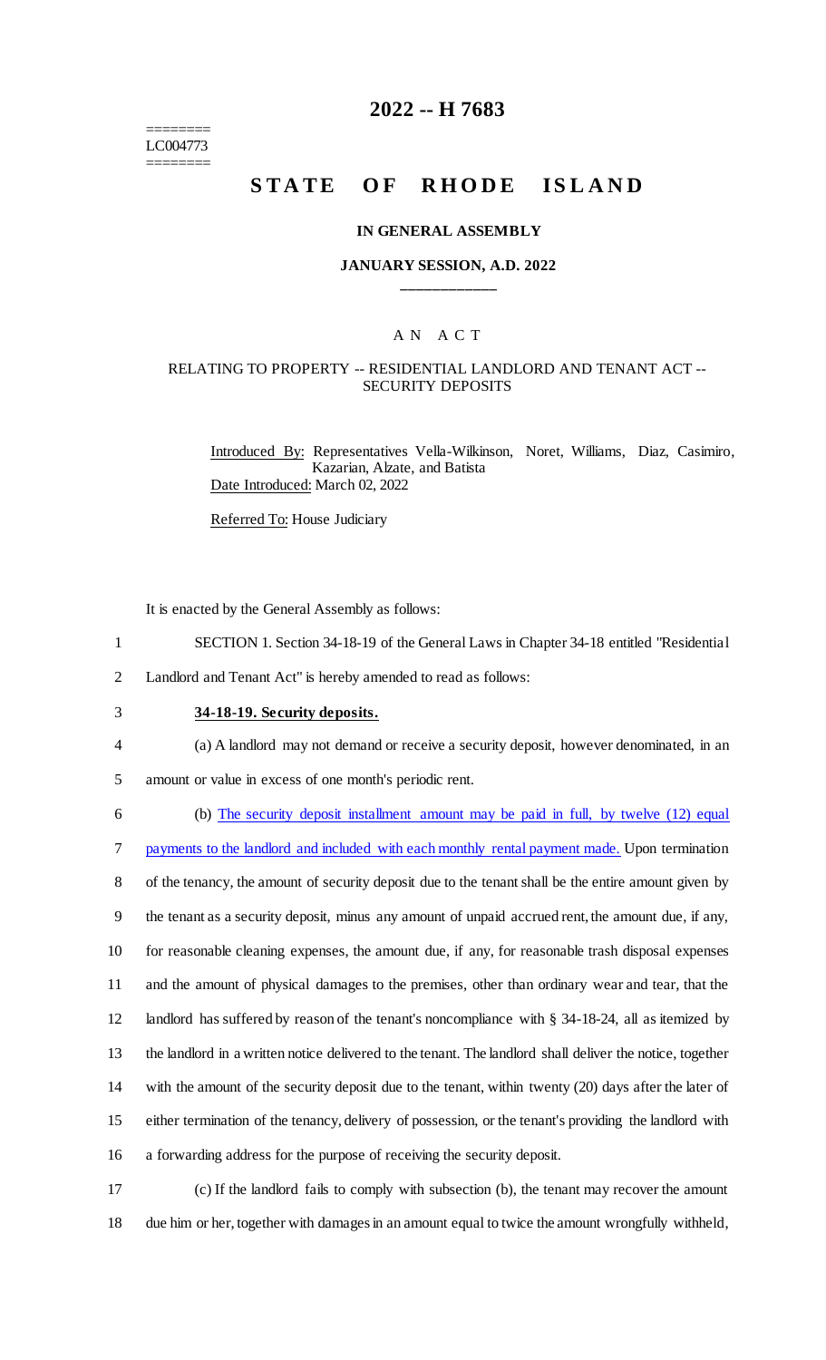========
LC004773
========

# 2022 -- H 7683

# STATE OF RHODE ISLAND

**IN GENERAL ASSEMBLY**

**JANUARY SESSION, A.D. 2022**

____________

A N A C T

RELATING TO PROPERTY -- RESIDENTIAL LANDLORD AND TENANT ACT -- SECURITY DEPOSITS

Introduced By: Representatives Vella-Wilkinson, Noret, Williams, Diaz, Casimiro, Kazarian, Alzate, and Batista

Date Introduced: March 02, 2022

Referred To: House Judiciary

It is enacted by the General Assembly as follows:

1 SECTION 1. Section 34-18-19 of the General Laws in Chapter 34-18 entitled "Residential
2 Landlord and Tenant Act" is hereby amended to read as follows:

3 **34-18-19. Security deposits.**

4 (a) A landlord may not demand or receive a security deposit, however denominated, in an
5 amount or value in excess of one month's periodic rent.

6 (b) The security deposit installment amount may be paid in full, by twelve (12) equal
7 payments to the landlord and included with each monthly rental payment made. Upon termination
8 of the tenancy, the amount of security deposit due to the tenant shall be the entire amount given by
9 the tenant as a security deposit, minus any amount of unpaid accrued rent, the amount due, if any,
10 for reasonable cleaning expenses, the amount due, if any, for reasonable trash disposal expenses
11 and the amount of physical damages to the premises, other than ordinary wear and tear, that the
12 landlord has suffered by reason of the tenant's noncompliance with § 34-18-24, all as itemized by
13 the landlord in a written notice delivered to the tenant. The landlord shall deliver the notice, together
14 with the amount of the security deposit due to the tenant, within twenty (20) days after the later of
15 either termination of the tenancy, delivery of possession, or the tenant's providing the landlord with
16 a forwarding address for the purpose of receiving the security deposit.

17 (c) If the landlord fails to comply with subsection (b), the tenant may recover the amount
18 due him or her, together with damages in an amount equal to twice the amount wrongfully withheld,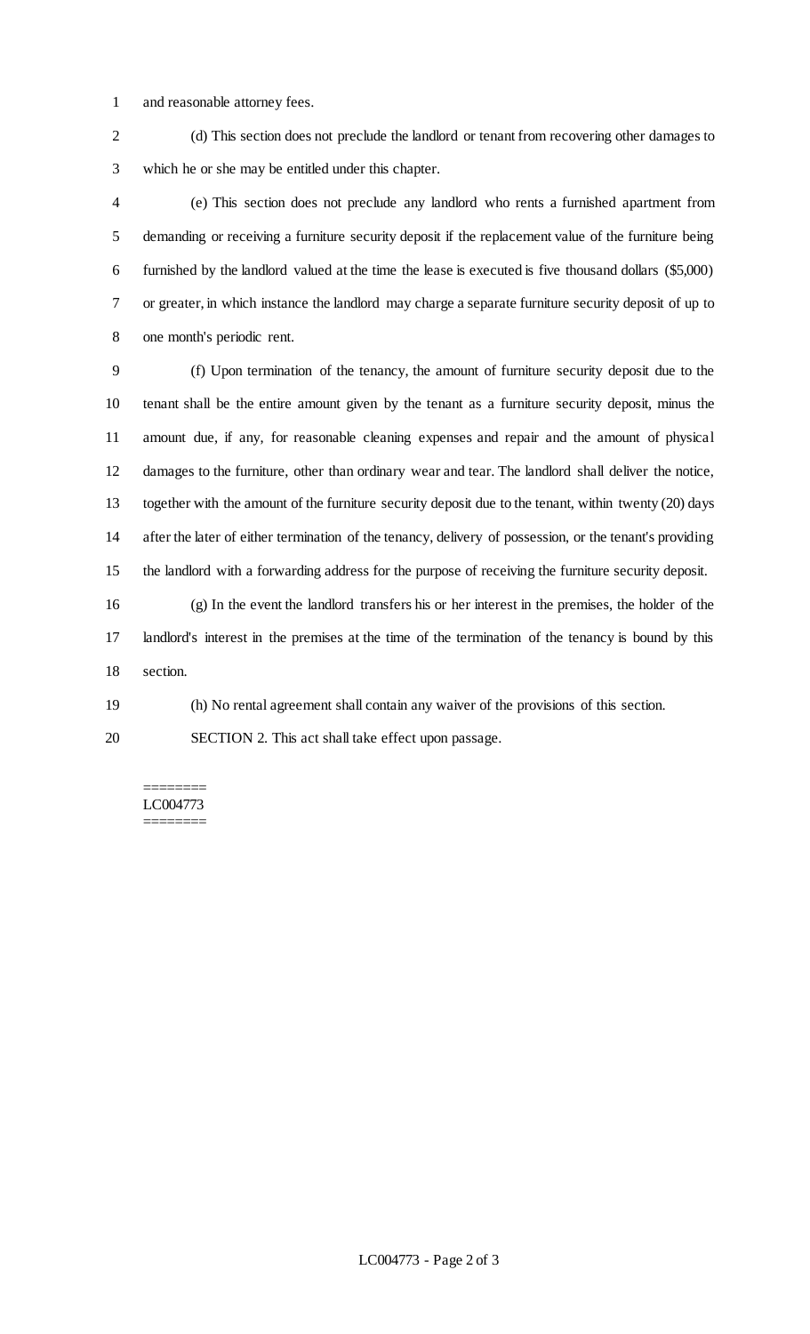and reasonable attorney fees.

(d) This section does not preclude the landlord or tenant from recovering other damages to which he or she may be entitled under this chapter.

(e) This section does not preclude any landlord who rents a furnished apartment from demanding or receiving a furniture security deposit if the replacement value of the furniture being furnished by the landlord valued at the time the lease is executed is five thousand dollars ($5,000) or greater, in which instance the landlord may charge a separate furniture security deposit of up to one month's periodic rent.

(f) Upon termination of the tenancy, the amount of furniture security deposit due to the tenant shall be the entire amount given by the tenant as a furniture security deposit, minus the amount due, if any, for reasonable cleaning expenses and repair and the amount of physical damages to the furniture, other than ordinary wear and tear. The landlord shall deliver the notice, together with the amount of the furniture security deposit due to the tenant, within twenty (20) days after the later of either termination of the tenancy, delivery of possession, or the tenant's providing the landlord with a forwarding address for the purpose of receiving the furniture security deposit.

(g) In the event the landlord transfers his or her interest in the premises, the holder of the landlord's interest in the premises at the time of the termination of the tenancy is bound by this section.

(h) No rental agreement shall contain any waiver of the provisions of this section.

SECTION 2. This act shall take effect upon passage.

========
LC004773
========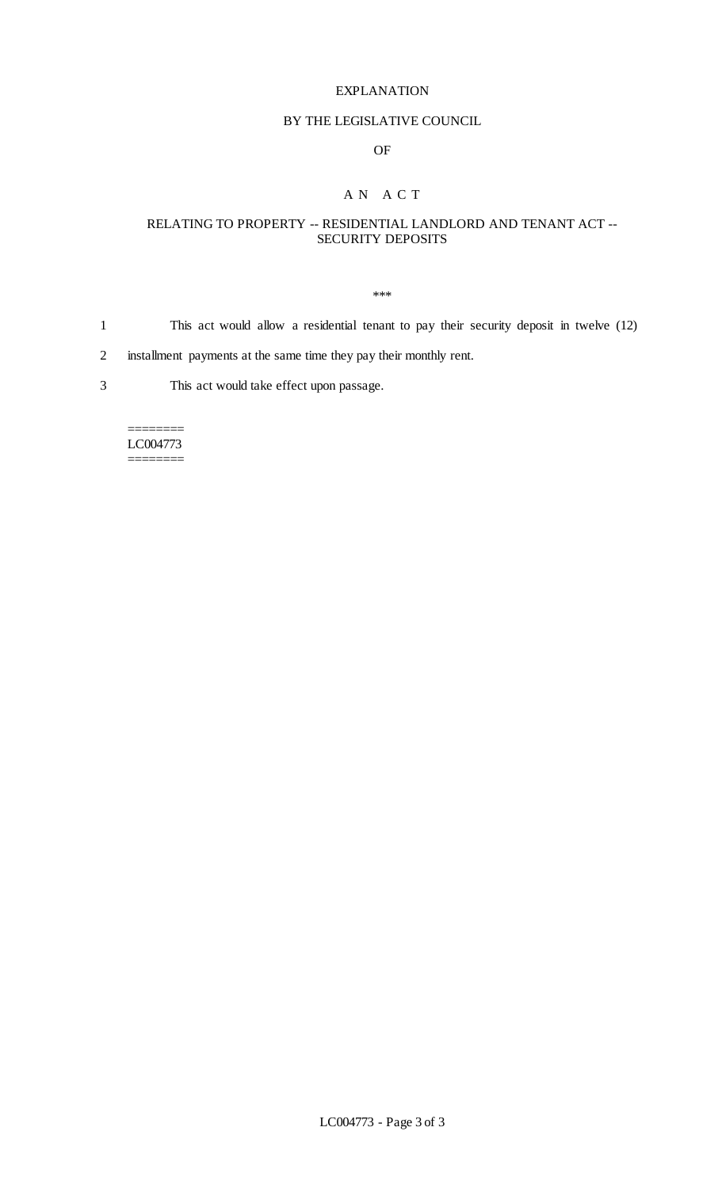EXPLANATION

BY THE LEGISLATIVE COUNCIL

OF

A N A C T

RELATING TO PROPERTY -- RESIDENTIAL LANDLORD AND TENANT ACT -- SECURITY DEPOSITS

***

1 This act would allow a residential tenant to pay their security deposit in twelve (12)

2 installment payments at the same time they pay their monthly rent.

3 This act would take effect upon passage.

========
LC004773
========